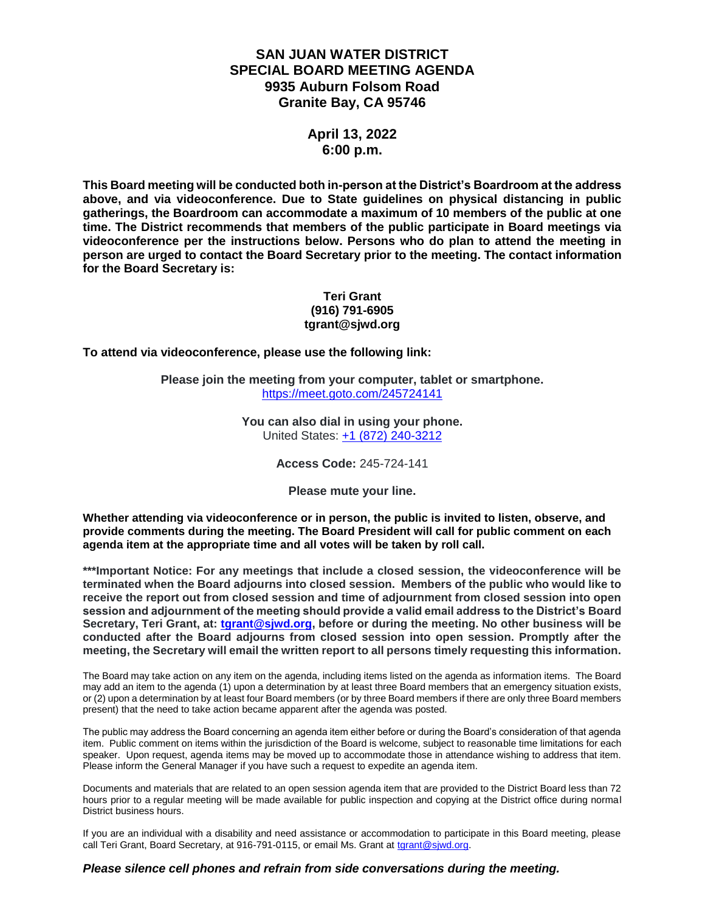# SAN JUAN WATER DISTRICT
# SPECIAL BOARD MEETING AGENDA
## 9935 Auburn Folsom Road
## Granite Bay, CA 95746

**April 13, 2022**
**6:00 p.m.**

**This Board meeting will be conducted both in-person at the District's Boardroom at the address above, and via videoconference. Due to State guidelines on physical distancing in public gatherings, the Boardroom can accommodate a maximum of 10 members of the public at one time. The District recommends that members of the public participate in Board meetings via videoconference per the instructions below. Persons who do plan to attend the meeting in person are urged to contact the Board Secretary prior to the meeting. The contact information for the Board Secretary is:**

**Teri Grant**
**(916) 791-6905**
**tgrant@sjwd.org**

**To attend via videoconference, please use the following link:**

**Please join the meeting from your computer, tablet or smartphone.**
https://meet.goto.com/245724141

**You can also dial in using your phone.**
United States: +1 (872) 240-3212

**Access Code:** 245-724-141

**Please mute your line.**

**Whether attending via videoconference or in person, the public is invited to listen, observe, and provide comments during the meeting. The Board President will call for public comment on each agenda item at the appropriate time and all votes will be taken by roll call.**

**\*\*\*Important Notice: For any meetings that include a closed session, the videoconference will be terminated when the Board adjourns into closed session. Members of the public who would like to receive the report out from closed session and time of adjournment from closed session into open session and adjournment of the meeting should provide a valid email address to the District's Board Secretary, Teri Grant, at: tgrant@sjwd.org, before or during the meeting. No other business will be conducted after the Board adjourns from closed session into open session. Promptly after the meeting, the Secretary will email the written report to all persons timely requesting this information.**

The Board may take action on any item on the agenda, including items listed on the agenda as information items. The Board may add an item to the agenda (1) upon a determination by at least three Board members that an emergency situation exists, or (2) upon a determination by at least four Board members (or by three Board members if there are only three Board members present) that the need to take action became apparent after the agenda was posted.

The public may address the Board concerning an agenda item either before or during the Board's consideration of that agenda item. Public comment on items within the jurisdiction of the Board is welcome, subject to reasonable time limitations for each speaker. Upon request, agenda items may be moved up to accommodate those in attendance wishing to address that item. Please inform the General Manager if you have such a request to expedite an agenda item.

Documents and materials that are related to an open session agenda item that are provided to the District Board less than 72 hours prior to a regular meeting will be made available for public inspection and copying at the District office during normal District business hours.

If you are an individual with a disability and need assistance or accommodation to participate in this Board meeting, please call Teri Grant, Board Secretary, at 916-791-0115, or email Ms. Grant at tgrant@sjwd.org.

***Please silence cell phones and refrain from side conversations during the meeting.***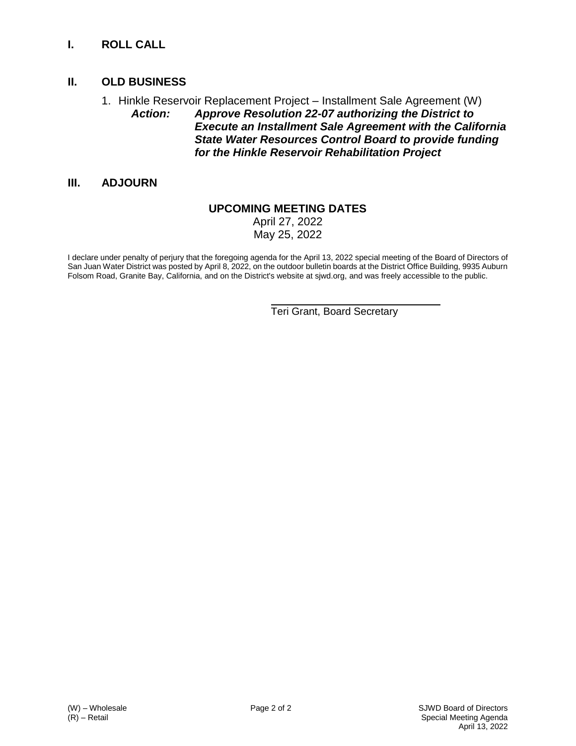## I. ROLL CALL

## II. OLD BUSINESS

1. Hinkle Reservoir Replacement Project – Installment Sale Agreement (W)

   ***Action:*** ***Approve Resolution 22-07 authorizing the District to Execute an Installment Sale Agreement with the California State Water Resources Control Board to provide funding for the Hinkle Reservoir Rehabilitation Project***

## III. ADJOURN

**UPCOMING MEETING DATES**

April 27, 2022

May 25, 2022

I declare under penalty of perjury that the foregoing agenda for the April 13, 2022 special meeting of the Board of Directors of San Juan Water District was posted by April 8, 2022, on the outdoor bulletin boards at the District Office Building, 9935 Auburn Folsom Road, Granite Bay, California, and on the District's website at sjwd.org, and was freely accessible to the public.

Teri Grant, Board Secretary

(W) – Wholesale
(R) – Retail